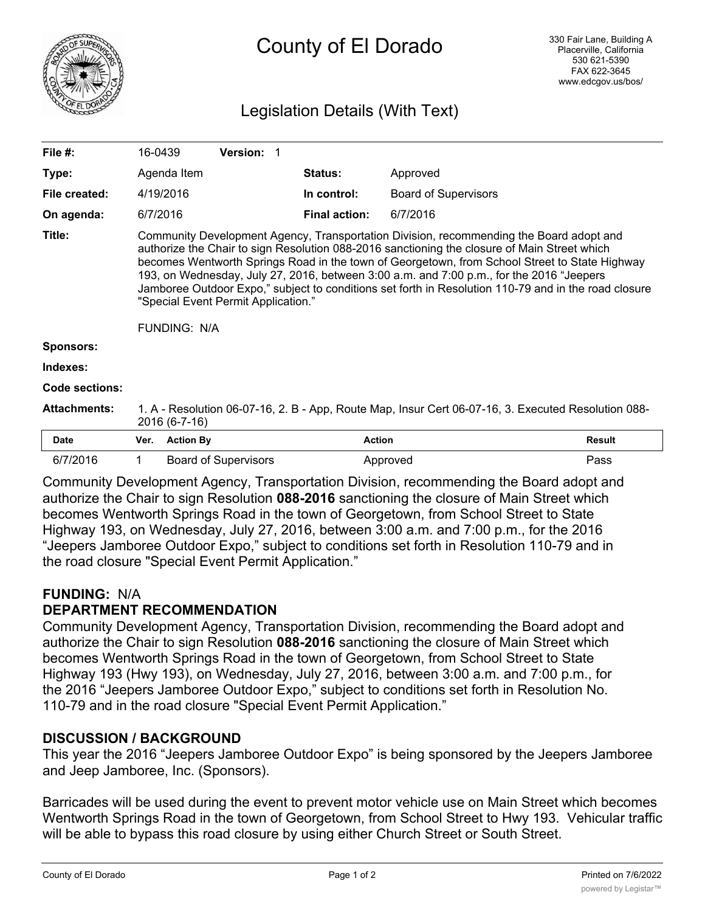# County of El Dorado

330 Fair Lane, Building A
Placerville, California
530 621-5390
FAX 622-3645
www.edcgov.us/bos/

## Legislation Details (With Text)

| | | | |
|---|---|---|---|
| **File #:** | 16-0439 **Version:** 1 | | |
| **Type:** | Agenda Item | **Status:** | Approved |
| **File created:** | 4/19/2016 | **In control:** | Board of Supervisors |
| **On agenda:** | 6/7/2016 | **Final action:** | 6/7/2016 |

**Title:** Community Development Agency, Transportation Division, recommending the Board adopt and authorize the Chair to sign Resolution 088-2016 sanctioning the closure of Main Street which becomes Wentworth Springs Road in the town of Georgetown, from School Street to State Highway 193, on Wednesday, July 27, 2016, between 3:00 a.m. and 7:00 p.m., for the 2016 “Jeepers Jamboree Outdoor Expo,” subject to conditions set forth in Resolution 110-79 and in the road closure "Special Event Permit Application."

FUNDING: N/A

**Sponsors:**

**Indexes:**

**Code sections:**

**Attachments:** 1. A - Resolution 06-07-16, 2. B - App, Route Map, Insur Cert 06-07-16, 3. Executed Resolution 088-2016 (6-7-16)

| Date | Ver. | Action By | Action | Result |
|---|---|---|---|---|
| 6/7/2016 | 1 | Board of Supervisors | Approved | Pass |

Community Development Agency, Transportation Division, recommending the Board adopt and authorize the Chair to sign Resolution **088-2016** sanctioning the closure of Main Street which becomes Wentworth Springs Road in the town of Georgetown, from School Street to State Highway 193, on Wednesday, July 27, 2016, between 3:00 a.m. and 7:00 p.m., for the 2016 “Jeepers Jamboree Outdoor Expo,” subject to conditions set forth in Resolution 110-79 and in the road closure "Special Event Permit Application."

**FUNDING:** N/A

**DEPARTMENT RECOMMENDATION**

Community Development Agency, Transportation Division, recommending the Board adopt and authorize the Chair to sign Resolution **088-2016** sanctioning the closure of Main Street which becomes Wentworth Springs Road in the town of Georgetown, from School Street to State Highway 193 (Hwy 193), on Wednesday, July 27, 2016, between 3:00 a.m. and 7:00 p.m., for the 2016 “Jeepers Jamboree Outdoor Expo,” subject to conditions set forth in Resolution No. 110-79 and in the road closure "Special Event Permit Application."

**DISCUSSION / BACKGROUND**

This year the 2016 “Jeepers Jamboree Outdoor Expo” is being sponsored by the Jeepers Jamboree and Jeep Jamboree, Inc. (Sponsors).

Barricades will be used during the event to prevent motor vehicle use on Main Street which becomes Wentworth Springs Road in the town of Georgetown, from School Street to Hwy 193. Vehicular traffic will be able to bypass this road closure by using either Church Street or South Street.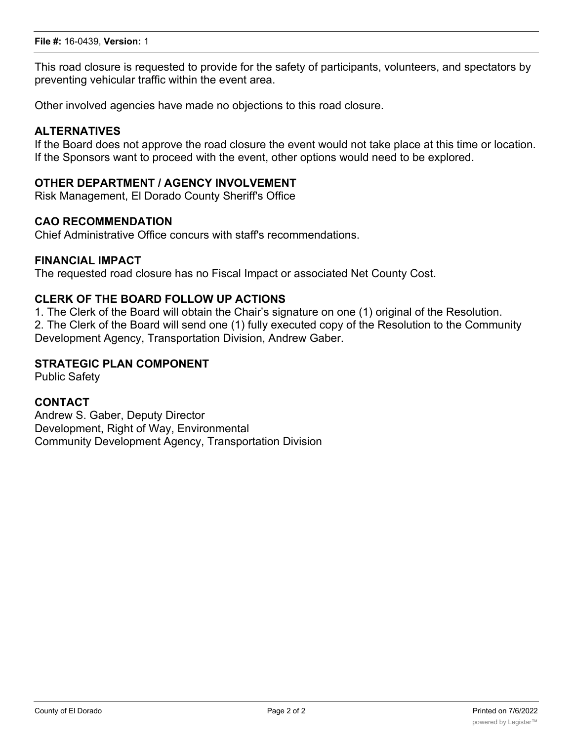This road closure is requested to provide for the safety of participants, volunteers, and spectators by preventing vehicular traffic within the event area.

Other involved agencies have made no objections to this road closure.

## ALTERNATIVES

If the Board does not approve the road closure the event would not take place at this time or location. If the Sponsors want to proceed with the event, other options would need to be explored.

## OTHER DEPARTMENT / AGENCY INVOLVEMENT

Risk Management, El Dorado County Sheriff's Office

## CAO RECOMMENDATION

Chief Administrative Office concurs with staff's recommendations.

## FINANCIAL IMPACT

The requested road closure has no Fiscal Impact or associated Net County Cost.

## CLERK OF THE BOARD FOLLOW UP ACTIONS

1. The Clerk of the Board will obtain the Chair's signature on one (1) original of the Resolution.
2. The Clerk of the Board will send one (1) fully executed copy of the Resolution to the Community Development Agency, Transportation Division, Andrew Gaber.

## STRATEGIC PLAN COMPONENT

Public Safety

## CONTACT

Andrew S. Gaber, Deputy Director
Development, Right of Way, Environmental
Community Development Agency, Transportation Division